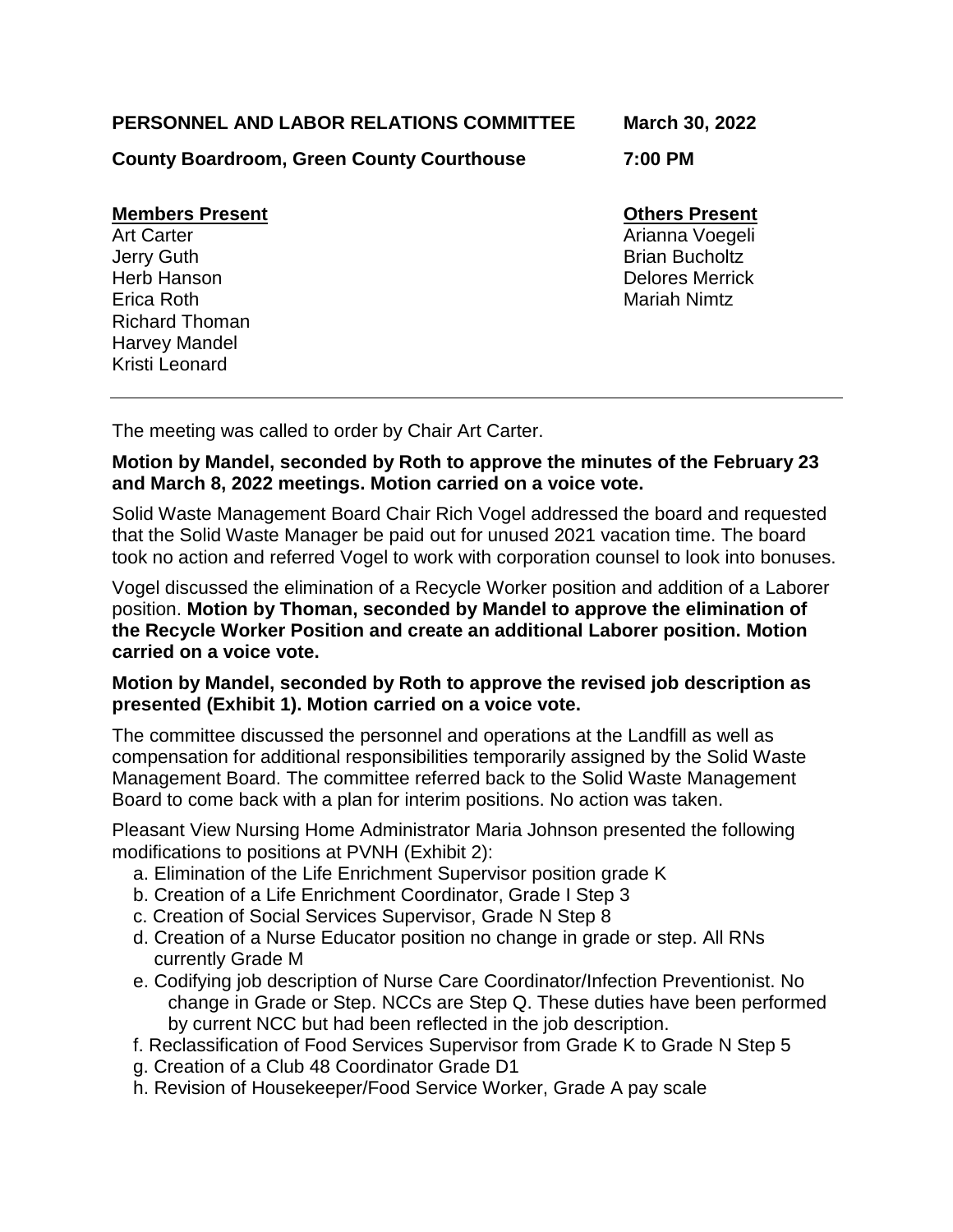**PERSONNEL AND LABOR RELATIONS COMMITTEE** **March 30, 2022**

**County Boardroom, Green County Courthouse** **7:00 PM**

| **Members Present** | **Others Present** |
|---|---|
| Art Carter | Arianna Voegeli |
| Jerry Guth | Brian Bucholtz |
| Herb Hanson | Delores Merrick |
| Erica Roth | Mariah Nimtz |
| Richard Thoman | |
| Harvey Mandel | |
| Kristi Leonard | |

---

The meeting was called to order by Chair Art Carter.

**Motion by Mandel, seconded by Roth to approve the minutes of the February 23 and March 8, 2022 meetings. Motion carried on a voice vote.**

Solid Waste Management Board Chair Rich Vogel addressed the board and requested that the Solid Waste Manager be paid out for unused 2021 vacation time. The board took no action and referred Vogel to work with corporation counsel to look into bonuses.

Vogel discussed the elimination of a Recycle Worker position and addition of a Laborer position. **Motion by Thoman, seconded by Mandel to approve the elimination of the Recycle Worker Position and create an additional Laborer position. Motion carried on a voice vote.**

**Motion by Mandel, seconded by Roth to approve the revised job description as presented (Exhibit 1). Motion carried on a voice vote.**

The committee discussed the personnel and operations at the Landfill as well as compensation for additional responsibilities temporarily assigned by the Solid Waste Management Board. The committee referred back to the Solid Waste Management Board to come back with a plan for interim positions. No action was taken.

Pleasant View Nursing Home Administrator Maria Johnson presented the following modifications to positions at PVNH (Exhibit 2):

a. Elimination of the Life Enrichment Supervisor position grade K
b. Creation of a Life Enrichment Coordinator, Grade I Step 3
c. Creation of Social Services Supervisor, Grade N Step 8
d. Creation of a Nurse Educator position no change in grade or step. All RNs currently Grade M
e. Codifying job description of Nurse Care Coordinator/Infection Preventionist. No change in Grade or Step. NCCs are Step Q. These duties have been performed by current NCC but had been reflected in the job description.
f. Reclassification of Food Services Supervisor from Grade K to Grade N Step 5
g. Creation of a Club 48 Coordinator Grade D1
h. Revision of Housekeeper/Food Service Worker, Grade A pay scale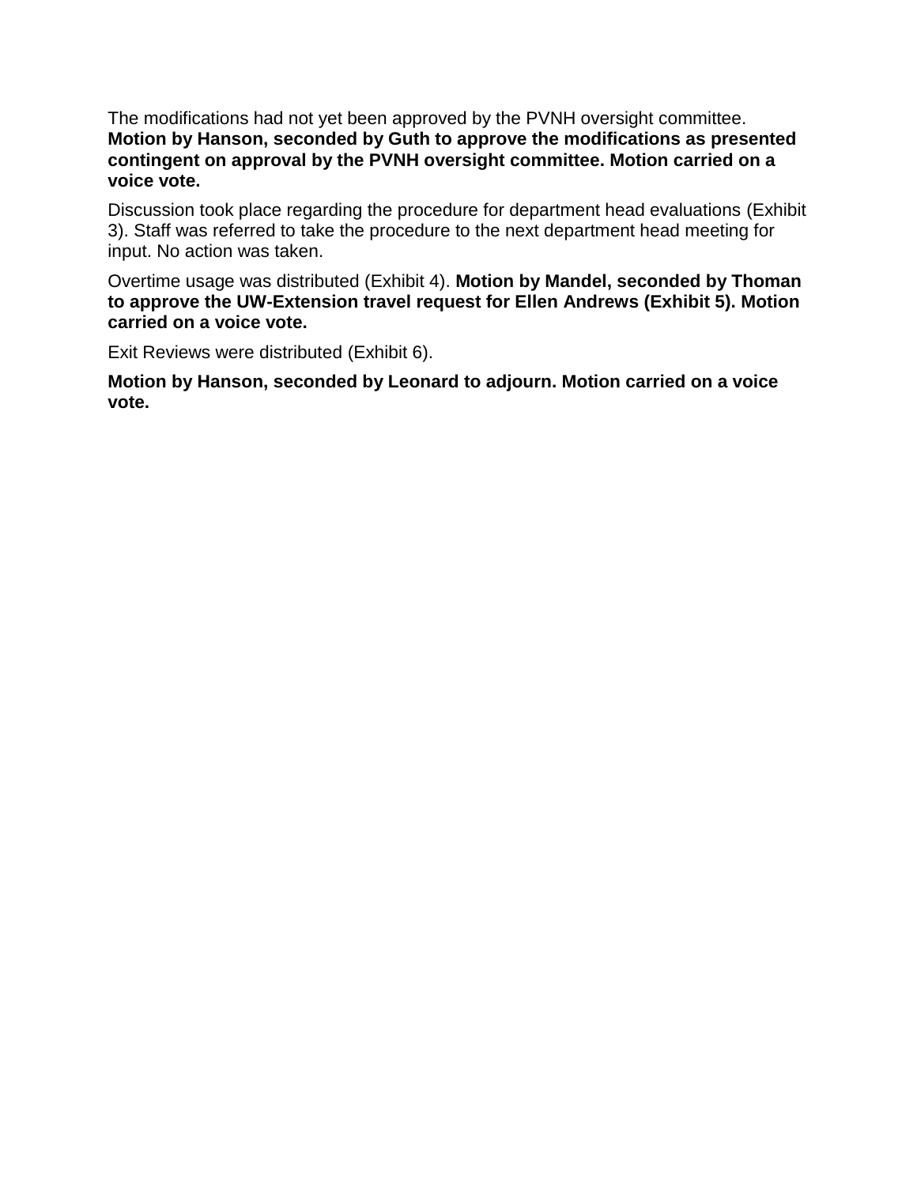The modifications had not yet been approved by the PVNH oversight committee. **Motion by Hanson, seconded by Guth to approve the modifications as presented contingent on approval by the PVNH oversight committee. Motion carried on a voice vote.**

Discussion took place regarding the procedure for department head evaluations (Exhibit 3). Staff was referred to take the procedure to the next department head meeting for input. No action was taken.

Overtime usage was distributed (Exhibit 4). **Motion by Mandel, seconded by Thoman to approve the UW-Extension travel request for Ellen Andrews (Exhibit 5). Motion carried on a voice vote.**

Exit Reviews were distributed (Exhibit 6).

**Motion by Hanson, seconded by Leonard to adjourn. Motion carried on a voice vote.**